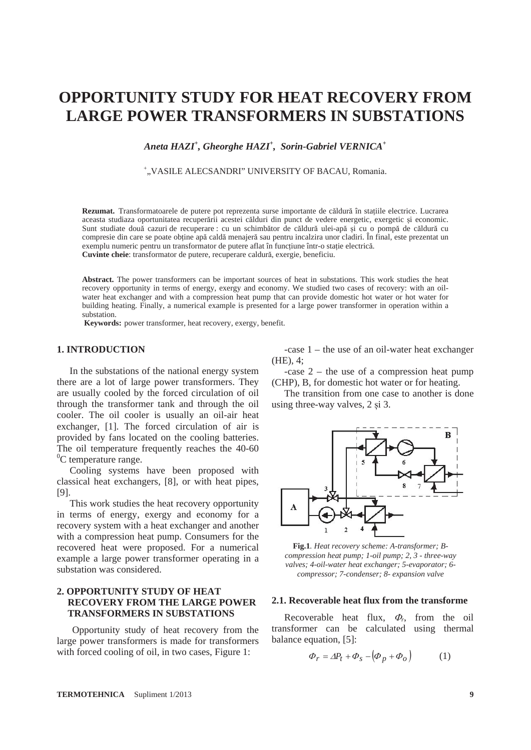# OPPORTUNITY STUDY FOR HEAT RECOVERY FROM LARGE POWER TRANSFORMERS IN SUBSTATIONS

***Aneta HAZI[+], Gheorghe HAZI[+], Sorin-Gabriel VERNICA[+]***

[+]„VASILE ALECSANDRI" UNIVERSITY OF BACAU, Romania.

**Rezumat.** Transformatoarele de putere pot reprezenta surse importante de căldură în stațiile electrice. Lucrarea aceasta studiaza oportunitatea recuperării acestei călduri din punct de vedere energetic, exergetic și economic. Sunt studiate două cazuri de recuperare : cu un schimbător de căldură ulei-apă și cu o pompă de căldură cu compresie din care se poate obține apă caldă menajeră sau pentru incalzira unor cladiri. În final, este prezentat un exemplu numeric pentru un transformator de putere aflat în funcțiune într-o stație electrică.
**Cuvinte cheie**: transformator de putere, recuperare caldură, exergie, beneficiu.

**Abstract.** The power transformers can be important sources of heat in substations. This work studies the heat recovery opportunity in terms of energy, exergy and economy. We studied two cases of recovery: with an oil-water heat exchanger and with a compression heat pump that can provide domestic hot water or hot water for building heating. Finally, a numerical example is presented for a large power transformer in operation within a substation.
**Keywords:** power transformer, heat recovery, exergy, benefit.

## 1. INTRODUCTION

In the substations of the national energy system there are a lot of large power transformers. They are usually cooled by the forced circulation of oil through the transformer tank and through the oil cooler. The oil cooler is usually an oil-air heat exchanger, [1]. The forced circulation of air is provided by fans located on the cooling batteries. The oil temperature frequently reaches the 40-60 $^0$C temperature range.

Cooling systems have been proposed with classical heat exchangers, [8], or with heat pipes, [9].

This work studies the heat recovery opportunity in terms of energy, exergy and economy for a recovery system with a heat exchanger and another with a compression heat pump. Consumers for the recovered heat were proposed. For a numerical example a large power transformer operating in a substation was considered.

## 2. OPPORTUNITY STUDY OF HEAT RECOVERY FROM THE LARGE POWER TRANSFORMERS IN SUBSTATIONS

Opportunity study of heat recovery from the large power transformers is made for transformers with forced cooling of oil, in two cases, Figure 1:

-case 1 – the use of an oil-water heat exchanger (HE), 4;

-case 2 – the use of a compression heat pump (CHP), B, for domestic hot water or for heating.

The transition from one case to another is done using three-way valves, 2 și 3.

**Fig.1**. *Heat recovery scheme: A-transformer; B-compression heat pump; 1-oil pump; 2, 3 - three-way valves; 4-oil-water heat exchanger; 5-evaporator; 6-compressor; 7-condenser; 8- expansion valve*

### 2.1. Recoverable heat flux from the transforme

Recoverable heat flux, $\Phi_r$, from the oil transformer can be calculated using thermal balance equation, [5]:

$$\Phi_r = \Delta P_t + \Phi_s - \left(\Phi_p + \Phi_o\right) \qquad (1)$$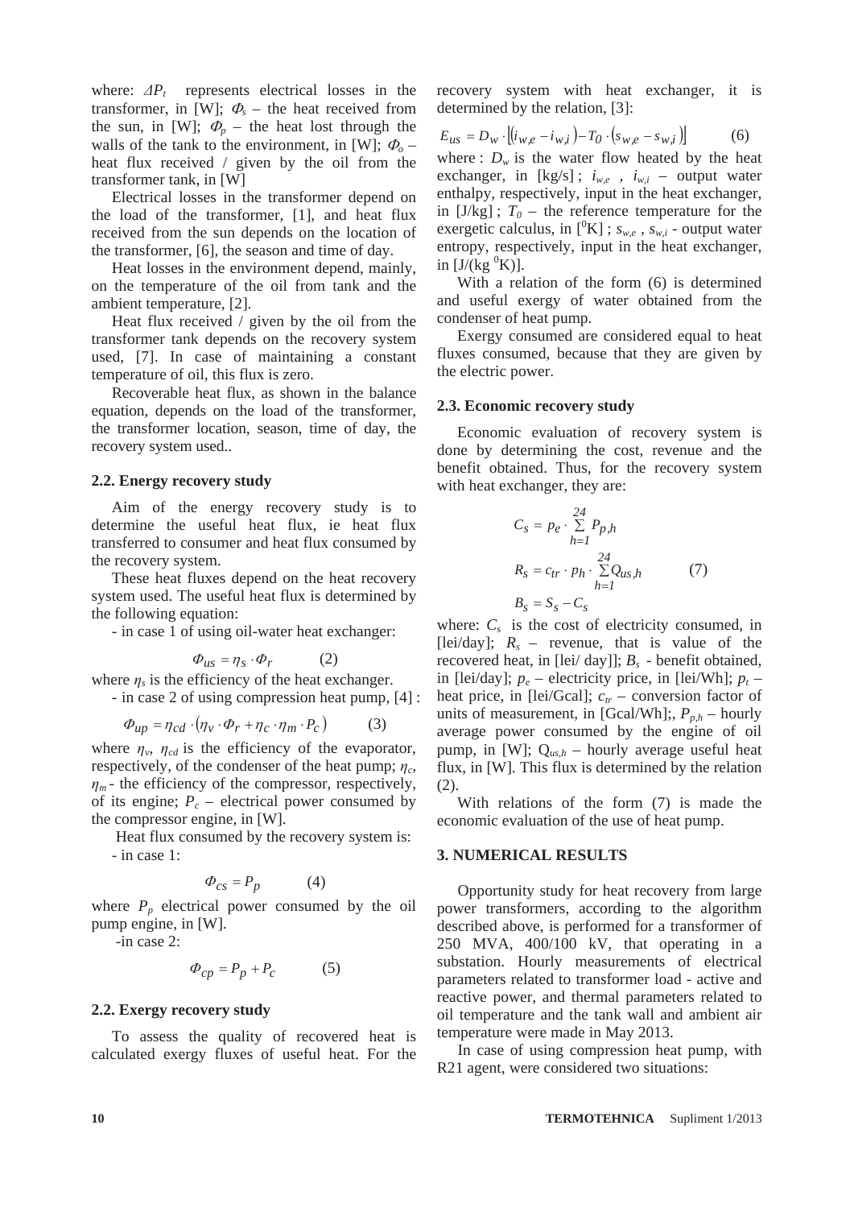where: $\Delta P_t$ represents electrical losses in the transformer, in [W]; $\Phi_s$ – the heat received from the sun, in [W]; $\Phi_p$ – the heat lost through the walls of the tank to the environment, in [W]; $\Phi_o$ – heat flux received / given by the oil from the transformer tank, in [W]

Electrical losses in the transformer depend on the load of the transformer, [1], and heat flux received from the sun depends on the location of the transformer, [6], the season and time of day.

Heat losses in the environment depend, mainly, on the temperature of the oil from tank and the ambient temperature, [2].

Heat flux received / given by the oil from the transformer tank depends on the recovery system used, [7]. In case of maintaining a constant temperature of oil, this flux is zero.

Recoverable heat flux, as shown in the balance equation, depends on the load of the transformer, the transformer location, season, time of day, the recovery system used..

### 2.2. Energy recovery study

Aim of the energy recovery study is to determine the useful heat flux, ie heat flux transferred to consumer and heat flux consumed by the recovery system.

These heat fluxes depend on the heat recovery system used. The useful heat flux is determined by the following equation:

- in case 1 of using oil-water heat exchanger:

$$\Phi_{us} = \eta_s \cdot \Phi_r \qquad (2)$$

where $\eta_s$ is the efficiency of the heat exchanger.

- in case 2 of using compression heat pump, [4] :

$$\Phi_{up} = \eta_{cd} \cdot (\eta_v \cdot \Phi_r + \eta_c \cdot \eta_m \cdot P_c) \qquad (3)$$

where $\eta_v$, $\eta_{cd}$ is the efficiency of the evaporator, respectively, of the condenser of the heat pump; $\eta_c$, $\eta_m$ - the efficiency of the compressor, respectively, of its engine; $P_c$ – electrical power consumed by the compressor engine, in [W].

Heat flux consumed by the recovery system is:

- in case 1:

$$\Phi_{cs} = P_p \qquad (4)$$

where $P_p$ electrical power consumed by the oil pump engine, in [W].

-in case 2:

$$\Phi_{cp} = P_p + P_c \qquad (5)$$

### 2.2. Exergy recovery study

To assess the quality of recovered heat is calculated exergy fluxes of useful heat. For the recovery system with heat exchanger, it is determined by the relation, [3]:

$$E_{us} = D_w \cdot \left[ (i_{w,e} - i_{w,i}) - T_0 \cdot (s_{w,e} - s_{w,i}) \right] \qquad (6)$$

where : $D_w$ is the water flow heated by the heat exchanger, in [kg/s] ; $i_{w,e}$ , $i_{w,i}$ – output water enthalpy, respectively, input in the heat exchanger, in [J/kg] ; $T_0$ – the reference temperature for the exergetic calculus, in [$^0$K] ; $s_{w,e}$ , $s_{w,i}$ - output water entropy, respectively, input in the heat exchanger, in [J/(kg $^0$K)].

With a relation of the form (6) is determined and useful exergy of water obtained from the condenser of heat pump.

Exergy consumed are considered equal to heat fluxes consumed, because that they are given by the electric power.

### 2.3. Economic recovery study

Economic evaluation of recovery system is done by determining the cost, revenue and the benefit obtained. Thus, for the recovery system with heat exchanger, they are:

$$\begin{aligned} C_S &= p_e \cdot \sum_{h=1}^{24} P_{p,h} \\ R_S &= c_{tr} \cdot p_h \cdot \sum_{h=1}^{24} Q_{us,h} \\ B_S &= S_S - C_S \end{aligned} \qquad (7)$$

where: $C_s$ is the cost of electricity consumed, in [lei/day]; $R_s$ – revenue, that is value of the recovered heat, in [lei/ day]]; $B_s$ - benefit obtained, in [lei/day]; $p_e$ – electricity price, in [lei/Wh]; $p_t$ – heat price, in [lei/Gcal]; $c_{tr}$ – conversion factor of units of measurement, in [Gcal/Wh];, $P_{p,h}$ – hourly average power consumed by the engine of oil pump, in [W]; $Q_{us,h}$ – hourly average useful heat flux, in [W]. This flux is determined by the relation (2).

With relations of the form (7) is made the economic evaluation of the use of heat pump.

## 3. NUMERICAL RESULTS

Opportunity study for heat recovery from large power transformers, according to the algorithm described above, is performed for a transformer of 250 MVA, 400/100 kV, that operating in a substation. Hourly measurements of electrical parameters related to transformer load - active and reactive power, and thermal parameters related to oil temperature and the tank wall and ambient air temperature were made in May 2013.

In case of using compression heat pump, with R21 agent, were considered two situations: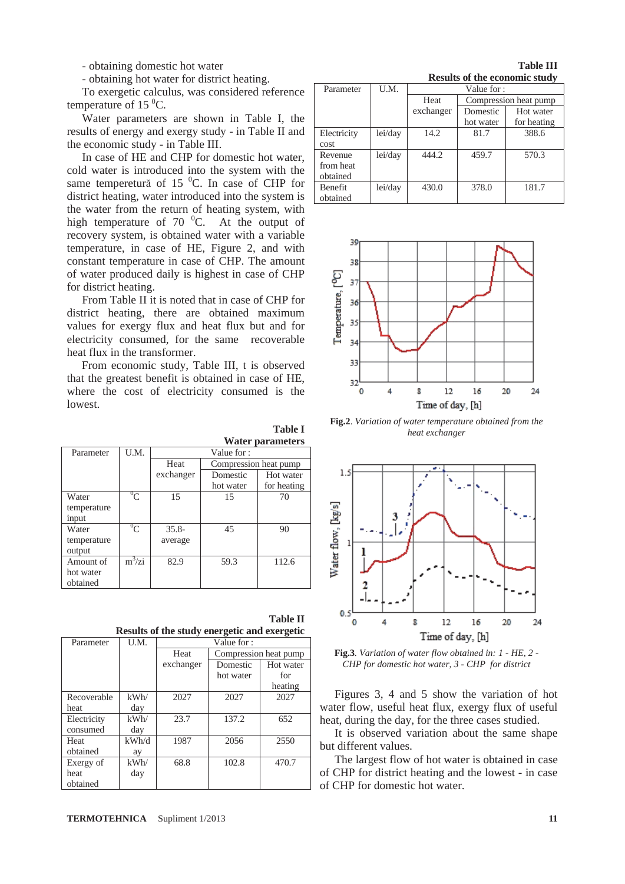- obtaining domestic hot water
- obtaining hot water for district heating.

To exergetic calculus, was considered reference temperature of 15 $^0$C.

Water parameters are shown in Table I, the results of energy and exergy study - in Table II and the economic study - in Table III.

In case of HE and CHP for domestic hot water, cold water is introduced into the system with the same temperetură of 15 $^0$C. In case of CHP for district heating, water introduced into the system is the water from the return of heating system, with high temperature of 70 $^0$C. At the output of recovery system, is obtained water with a variable temperature, in case of HE, Figure 2, and with constant temperature in case of CHP. The amount of water produced daily is highest in case of CHP for district heating.

From Table II it is noted that in case of CHP for district heating, there are obtained maximum values for exergy flux and heat flux but and for electricity consumed, for the same recoverable heat flux in the transformer.

From economic study, Table III, t is observed that the greatest benefit is obtained in case of HE, where the cost of electricity consumed is the lowest.

**Table I**
**Water parameters**

| Parameter | U.M. | Value for : | | |
|---|---|---|---|---|
| | | Heat exchanger | Compression heat pump | |
| | | | Domestic hot water | Hot water for heating |
| Water temperature input | $^0$C | 15 | 15 | 70 |
| Water temperature output | $^0$C | 35.8- average | 45 | 90 |
| Amount of hot water obtained | m$^3$/zi | 82.9 | 59.3 | 112.6 |

**Table II**
**Results of the study energetic and exergetic**

| Parameter | U.M. | Value for : | | |
|---|---|---|---|---|
| | | Heat exchanger | Compression heat pump | |
| | | | Domestic hot water | Hot water for heating |
| Recoverable heat | kWh/day | 2027 | 2027 | 2027 |
| Electricity consumed | kWh/day | 23.7 | 137.2 | 652 |
| Heat obtained | kWh/day | 1987 | 2056 | 2550 |
| Exergy of heat obtained | kWh/day | 68.8 | 102.8 | 470.7 |

**Table III**
**Results of the economic study**

| Parameter | U.M. | Value for : | | |
|---|---|---|---|---|
| | | Heat exchanger | Compression heat pump | |
| | | | Domestic hot water | Hot water for heating |
| Electricity cost | lei/day | 14.2 | 81.7 | 388.6 |
| Revenue from heat obtained | lei/day | 444.2 | 459.7 | 570.3 |
| Benefit obtained | lei/day | 430.0 | 378.0 | 181.7 |

**Fig.2**. *Variation of water temperature obtained from the heat exchanger*

**Fig.3**. *Variation of water flow obtained in: 1 - HE, 2 - CHP for domestic hot water, 3 - CHP for district*

Figures 3, 4 and 5 show the variation of hot water flow, useful heat flux, exergy flux of useful heat, during the day, for the three cases studied.

It is observed variation about the same shape but different values.

The largest flow of hot water is obtained in case of CHP for district heating and the lowest - in case of CHP for domestic hot water.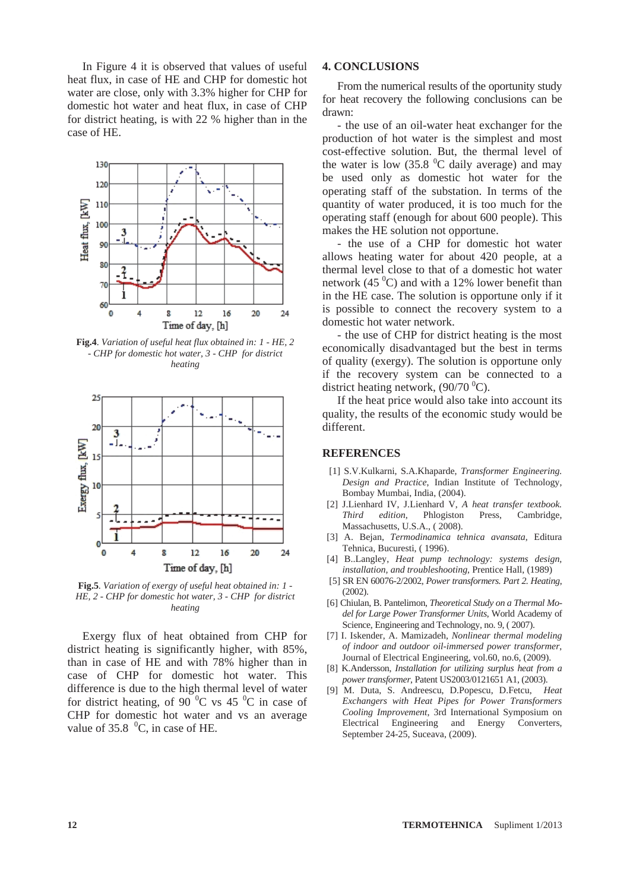In Figure 4 it is observed that values of useful heat flux, in case of HE and CHP for domestic hot water are close, only with 3.3% higher for CHP for domestic hot water and heat flux, in case of CHP for district heating, is with 22 % higher than in the case of HE.

Heat flux, [kW]

130
120
110
100
90
80
70
60

3
2
1

0 4 8 12 16 20 24

Time of day, [h]

**Fig.4**. *Variation of useful heat flux obtained in: 1 - HE, 2 - CHP for domestic hot water, 3 - CHP for district heating*

Exergy flux, [kW]

25
20
15
10
5
0

3
2
1

0 4 8 12 16 20 24

Time of day, [h]

**Fig.5**. *Variation of exergy of useful heat obtained in: 1 - HE, 2 - CHP for domestic hot water, 3 - CHP for district heating*

Exergy flux of heat obtained from CHP for district heating is significantly higher, with 85%, than in case of HE and with 78% higher than in case of CHP for domestic hot water. This difference is due to the high thermal level of water for district heating, of 90 $^0$C vs 45 $^0$C in case of CHP for domestic hot water and vs an average value of 35.8 $^0$C, in case of HE.

## 4. CONCLUSIONS

From the numerical results of the oportunity study for heat recovery the following conclusions can be drawn:

- the use of an oil-water heat exchanger for the production of hot water is the simplest and most cost-effective solution. But, the thermal level of the water is low (35.8 $^0$C daily average) and may be used only as domestic hot water for the operating staff of the substation. In terms of the quantity of water produced, it is too much for the operating staff (enough for about 600 people). This makes the HE solution not opportune.
- the use of a CHP for domestic hot water allows heating water for about 420 people, at a thermal level close to that of a domestic hot water network (45 $^0$C) and with a 12% lower benefit than in the HE case. The solution is opportune only if it is possible to connect the recovery system to a domestic hot water network.
- the use of CHP for district heating is the most economically disadvantaged but the best in terms of quality (exergy). The solution is opportune only if the recovery system can be connected to a district heating network, (90/70 $^0$C).

If the heat price would also take into account its quality, the results of the economic study would be different.

## REFERENCES

[1] S.V.Kulkarni, S.A.Khaparde, *Transformer Engineering. Design and Practice*, Indian Institute of Technology, Bombay Mumbai, India, (2004).

[2] J.Lienhard IV, J.Lienhard V, *A heat transfer textbook. Third edition*, Phlogiston Press, Cambridge, Massachusetts, U.S.A., ( 2008).

[3] A. Bejan, *Termodinamica tehnica avansata*, Editura Tehnica, Bucuresti, ( 1996).

[4] B..Langley, *Heat pump technology: systems design, installation, and troubleshooting*, Prentice Hall, (1989)

[5] SR EN 60076-2/2002, *Power transformers. Part 2. Heating*, (2002).

[6] Chiulan, B. Pantelimon, *Theoretical Study on a Thermal Model for Large Power Transformer Units*, World Academy of Science, Engineering and Technology, no. 9, ( 2007).

[7] I. Iskender, A. Mamizadeh, *Nonlinear thermal modeling of indoor and outdoor oil-immersed power transformer*, Journal of Electrical Engineering, vol.60, no.6, (2009).

[8] K.Andersson, *Installation for utilizing surplus heat from a power transformer*, Patent US2003/0121651 A1, (2003).

[9] M. Duta, S. Andreescu, D.Popescu, D.Fetcu, *Heat Exchangers with Heat Pipes for Power Transformers Cooling Improvement*, 3rd International Symposium on Electrical Engineering and Energy Converters, September 24-25, Suceava, (2009).